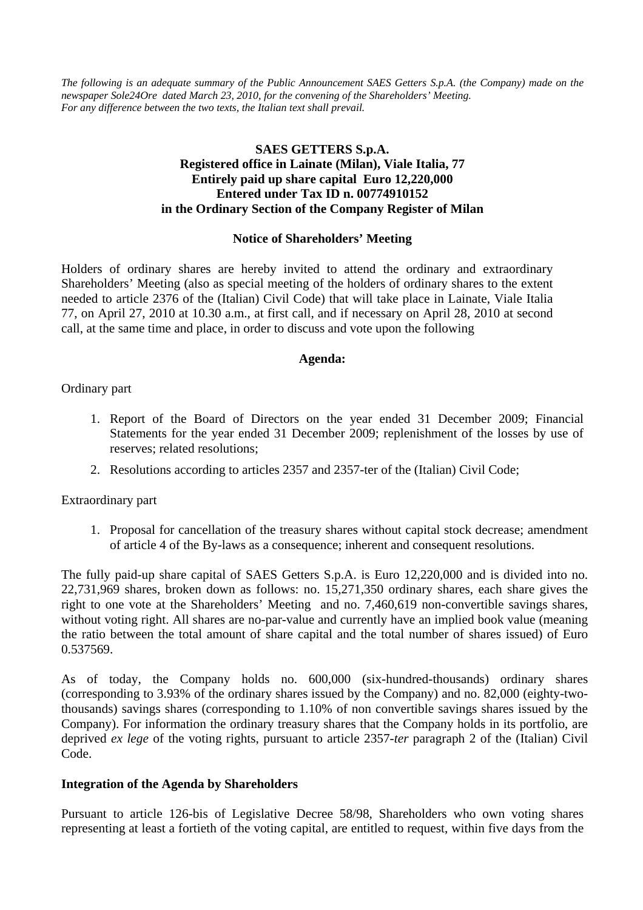*The following is an adequate summary of the Public Announcement SAES Getters S.p.A. (the Company) made on the newspaper Sole24Ore dated March 23, 2010, for the convening of the Shareholders' Meeting. For any difference between the two texts, the Italian text shall prevail.*

**SAES GETTERS S.p.A.**
**Registered office in Lainate (Milan), Viale Italia, 77**
**Entirely paid up share capital Euro 12,220,000**
**Entered under Tax ID n. 00774910152**
**in the Ordinary Section of the Company Register of Milan**

**Notice of Shareholders' Meeting**

Holders of ordinary shares are hereby invited to attend the ordinary and extraordinary Shareholders' Meeting (also as special meeting of the holders of ordinary shares to the extent needed to article 2376 of the (Italian) Civil Code) that will take place in Lainate, Viale Italia 77, on April 27, 2010 at 10.30 a.m., at first call, and if necessary on April 28, 2010 at second call, at the same time and place, in order to discuss and vote upon the following

**Agenda:**

Ordinary part

1. Report of the Board of Directors on the year ended 31 December 2009; Financial Statements for the year ended 31 December 2009; replenishment of the losses by use of reserves; related resolutions;
2. Resolutions according to articles 2357 and 2357-ter of the (Italian) Civil Code;

Extraordinary part

1. Proposal for cancellation of the treasury shares without capital stock decrease; amendment of article 4 of the By-laws as a consequence; inherent and consequent resolutions.

The fully paid-up share capital of SAES Getters S.p.A. is Euro 12,220,000 and is divided into no. 22,731,969 shares, broken down as follows: no. 15,271,350 ordinary shares, each share gives the right to one vote at the Shareholders' Meeting and no. 7,460,619 non-convertible savings shares, without voting right. All shares are no-par-value and currently have an implied book value (meaning the ratio between the total amount of share capital and the total number of shares issued) of Euro 0.537569.

As of today, the Company holds no. 600,000 (six-hundred-thousands) ordinary shares (corresponding to 3.93% of the ordinary shares issued by the Company) and no. 82,000 (eighty-two-thousands) savings shares (corresponding to 1.10% of non convertible savings shares issued by the Company). For information the ordinary treasury shares that the Company holds in its portfolio, are deprived *ex lege* of the voting rights, pursuant to article 2357-*ter* paragraph 2 of the (Italian) Civil Code.

**Integration of the Agenda by Shareholders**

Pursuant to article 126-bis of Legislative Decree 58/98, Shareholders who own voting shares representing at least a fortieth of the voting capital, are entitled to request, within five days from the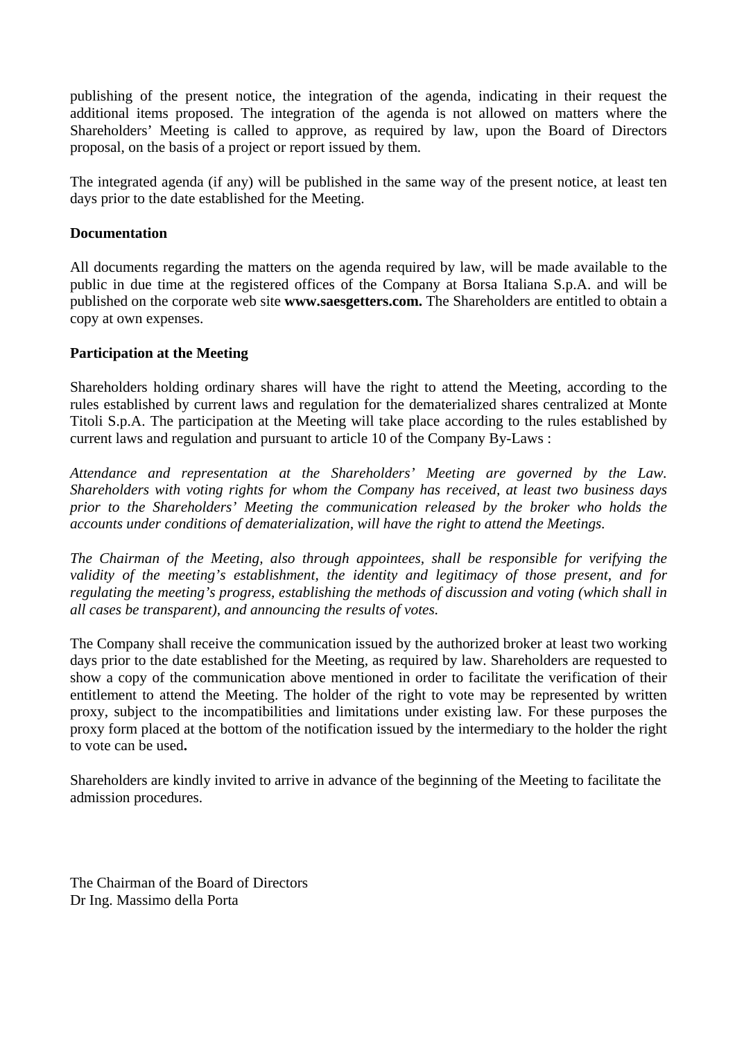publishing of the present notice, the integration of the agenda, indicating in their request the additional items proposed. The integration of the agenda is not allowed on matters where the Shareholders' Meeting is called to approve, as required by law, upon the Board of Directors proposal, on the basis of a project or report issued by them.

The integrated agenda (if any) will be published in the same way of the present notice, at least ten days prior to the date established for the Meeting.

**Documentation**

All documents regarding the matters on the agenda required by law, will be made available to the public in due time at the registered offices of the Company at Borsa Italiana S.p.A. and will be published on the corporate web site **www.saesgetters.com.** The Shareholders are entitled to obtain a copy at own expenses.

**Participation at the Meeting**

Shareholders holding ordinary shares will have the right to attend the Meeting, according to the rules established by current laws and regulation for the dematerialized shares centralized at Monte Titoli S.p.A. The participation at the Meeting will take place according to the rules established by current laws and regulation and pursuant to article 10 of the Company By-Laws :

*Attendance and representation at the Shareholders' Meeting are governed by the Law. Shareholders with voting rights for whom the Company has received, at least two business days prior to the Shareholders' Meeting the communication released by the broker who holds the accounts under conditions of dematerialization, will have the right to attend the Meetings.*

*The Chairman of the Meeting, also through appointees, shall be responsible for verifying the validity of the meeting's establishment, the identity and legitimacy of those present, and for regulating the meeting's progress, establishing the methods of discussion and voting (which shall in all cases be transparent), and announcing the results of votes.*

The Company shall receive the communication issued by the authorized broker at least two working days prior to the date established for the Meeting, as required by law. Shareholders are requested to show a copy of the communication above mentioned in order to facilitate the verification of their entitlement to attend the Meeting. The holder of the right to vote may be represented by written proxy, subject to the incompatibilities and limitations under existing law. For these purposes the proxy form placed at the bottom of the notification issued by the intermediary to the holder the right to vote can be used**.**

Shareholders are kindly invited to arrive in advance of the beginning of the Meeting to facilitate the admission procedures.

The Chairman of the Board of Directors
Dr Ing. Massimo della Porta